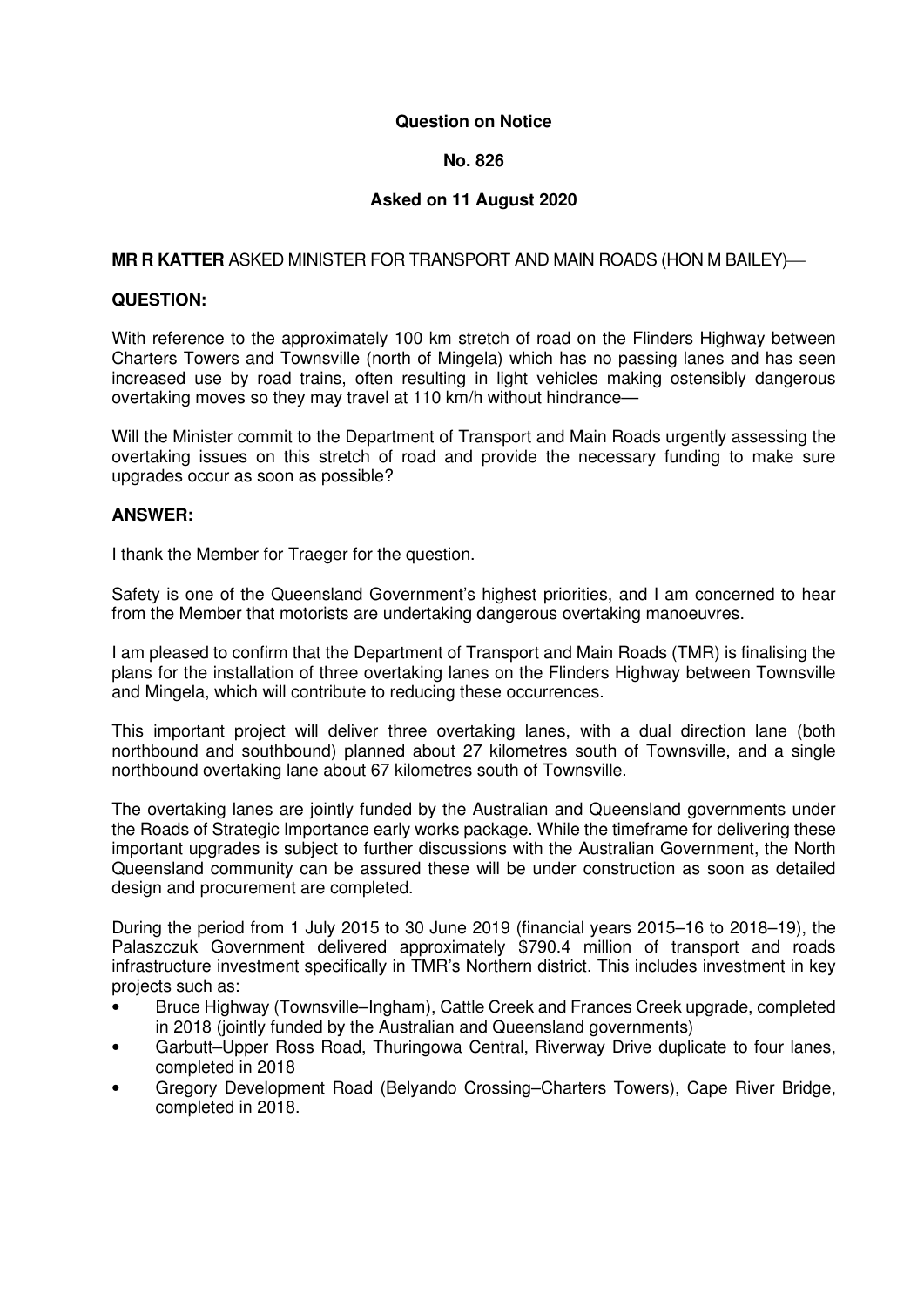**Question on Notice**

**No. 826**

**Asked on 11 August 2020**

**MR R KATTER** ASKED MINISTER FOR TRANSPORT AND MAIN ROADS (HON M BAILEY)—

**QUESTION:**

With reference to the approximately 100 km stretch of road on the Flinders Highway between Charters Towers and Townsville (north of Mingela) which has no passing lanes and has seen increased use by road trains, often resulting in light vehicles making ostensibly dangerous overtaking moves so they may travel at 110 km/h without hindrance—

Will the Minister commit to the Department of Transport and Main Roads urgently assessing the overtaking issues on this stretch of road and provide the necessary funding to make sure upgrades occur as soon as possible?

**ANSWER:**

I thank the Member for Traeger for the question.

Safety is one of the Queensland Government's highest priorities, and I am concerned to hear from the Member that motorists are undertaking dangerous overtaking manoeuvres.

I am pleased to confirm that the Department of Transport and Main Roads (TMR) is finalising the plans for the installation of three overtaking lanes on the Flinders Highway between Townsville and Mingela, which will contribute to reducing these occurrences.

This important project will deliver three overtaking lanes, with a dual direction lane (both northbound and southbound) planned about 27 kilometres south of Townsville, and a single northbound overtaking lane about 67 kilometres south of Townsville.

The overtaking lanes are jointly funded by the Australian and Queensland governments under the Roads of Strategic Importance early works package. While the timeframe for delivering these important upgrades is subject to further discussions with the Australian Government, the North Queensland community can be assured these will be under construction as soon as detailed design and procurement are completed.

During the period from 1 July 2015 to 30 June 2019 (financial years 2015–16 to 2018–19), the Palaszczuk Government delivered approximately $790.4 million of transport and roads infrastructure investment specifically in TMR's Northern district. This includes investment in key projects such as:

- Bruce Highway (Townsville–Ingham), Cattle Creek and Frances Creek upgrade, completed in 2018 (jointly funded by the Australian and Queensland governments)
- Garbutt–Upper Ross Road, Thuringowa Central, Riverway Drive duplicate to four lanes, completed in 2018
- Gregory Development Road (Belyando Crossing–Charters Towers), Cape River Bridge, completed in 2018.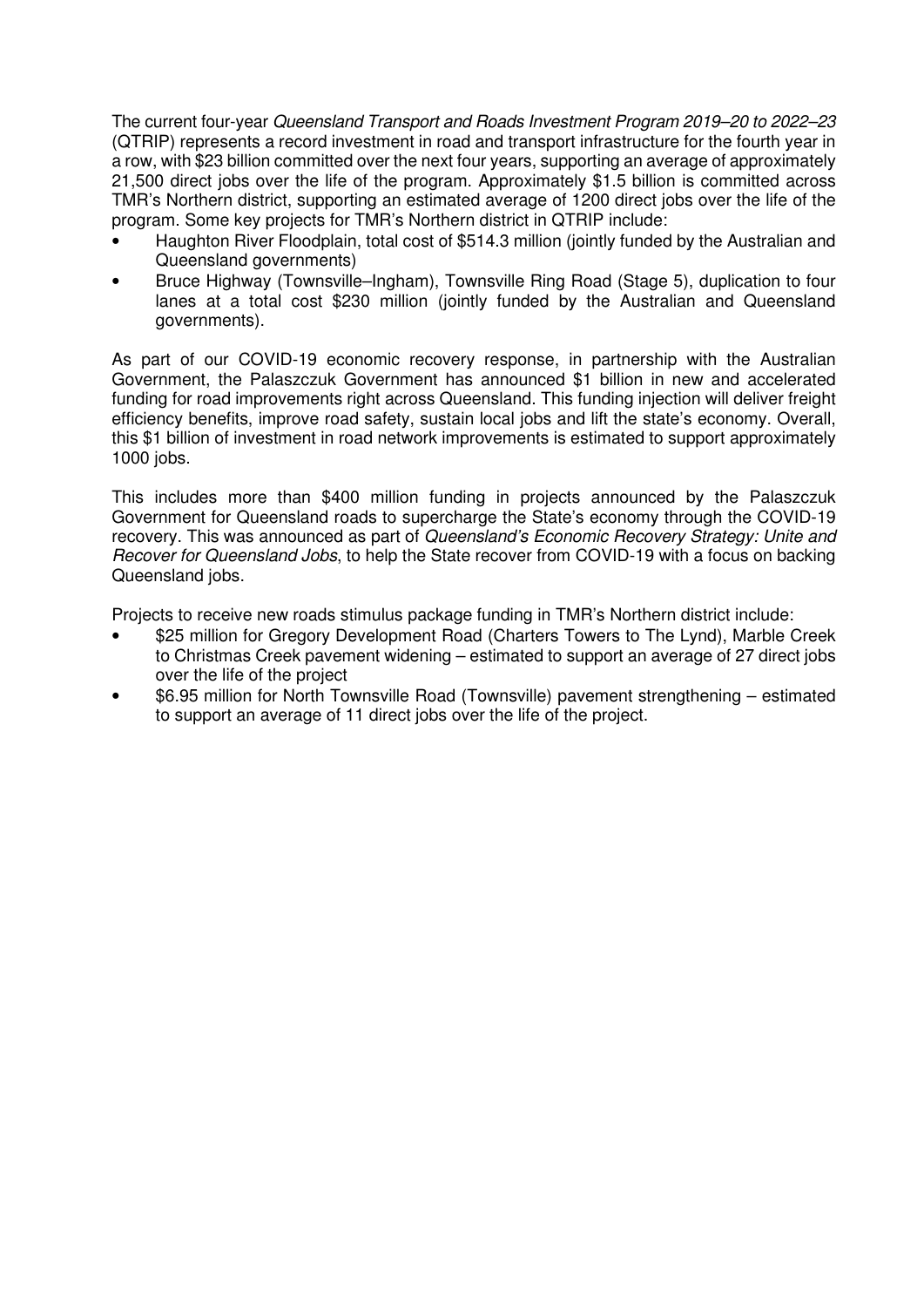The current four-year *Queensland Transport and Roads Investment Program 2019–20 to 2022–23* (QTRIP) represents a record investment in road and transport infrastructure for the fourth year in a row, with $23 billion committed over the next four years, supporting an average of approximately 21,500 direct jobs over the life of the program. Approximately $1.5 billion is committed across TMR's Northern district, supporting an estimated average of 1200 direct jobs over the life of the program. Some key projects for TMR's Northern district in QTRIP include:

- Haughton River Floodplain, total cost of $514.3 million (jointly funded by the Australian and Queensland governments)
- Bruce Highway (Townsville–Ingham), Townsville Ring Road (Stage 5), duplication to four lanes at a total cost $230 million (jointly funded by the Australian and Queensland governments).

As part of our COVID-19 economic recovery response, in partnership with the Australian Government, the Palaszczuk Government has announced $1 billion in new and accelerated funding for road improvements right across Queensland. This funding injection will deliver freight efficiency benefits, improve road safety, sustain local jobs and lift the state's economy. Overall, this $1 billion of investment in road network improvements is estimated to support approximately 1000 jobs.

This includes more than $400 million funding in projects announced by the Palaszczuk Government for Queensland roads to supercharge the State's economy through the COVID-19 recovery. This was announced as part of *Queensland's Economic Recovery Strategy: Unite and Recover for Queensland Jobs*, to help the State recover from COVID-19 with a focus on backing Queensland jobs.

Projects to receive new roads stimulus package funding in TMR's Northern district include:

- $25 million for Gregory Development Road (Charters Towers to The Lynd), Marble Creek to Christmas Creek pavement widening – estimated to support an average of 27 direct jobs over the life of the project
- $6.95 million for North Townsville Road (Townsville) pavement strengthening – estimated to support an average of 11 direct jobs over the life of the project.